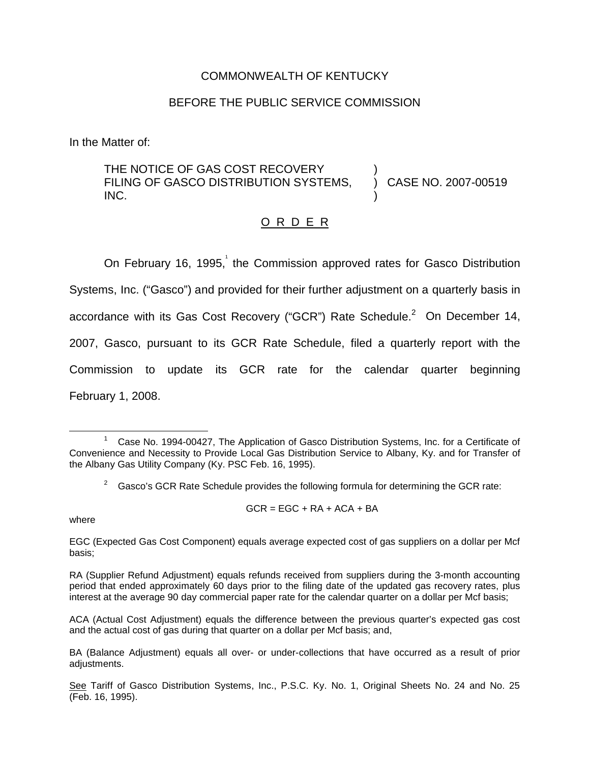COMMONWEALTH OF KENTUCKY

BEFORE THE PUBLIC SERVICE COMMISSION

In the Matter of:

THE NOTICE OF GAS COST RECOVERY FILING OF GASCO DISTRIBUTION SYSTEMS, INC. ) CASE NO. 2007-00519

O R D E R

On February 16, 1995,[1] the Commission approved rates for Gasco Distribution Systems, Inc. ("Gasco") and provided for their further adjustment on a quarterly basis in accordance with its Gas Cost Recovery ("GCR") Rate Schedule.[2] On December 14, 2007, Gasco, pursuant to its GCR Rate Schedule, filed a quarterly report with the Commission to update its GCR rate for the calendar quarter beginning February 1, 2008.

---

[1] Case No. 1994-00427, The Application of Gasco Distribution Systems, Inc. for a Certificate of Convenience and Necessity to Provide Local Gas Distribution Service to Albany, Ky. and for Transfer of the Albany Gas Utility Company (Ky. PSC Feb. 16, 1995).

[2] Gasco's GCR Rate Schedule provides the following formula for determining the GCR rate:

$$GCR = EGC + RA + ACA + BA$$

where

EGC (Expected Gas Cost Component) equals average expected cost of gas suppliers on a dollar per Mcf basis;

RA (Supplier Refund Adjustment) equals refunds received from suppliers during the 3-month accounting period that ended approximately 60 days prior to the filing date of the updated gas recovery rates, plus interest at the average 90 day commercial paper rate for the calendar quarter on a dollar per Mcf basis;

ACA (Actual Cost Adjustment) equals the difference between the previous quarter's expected gas cost and the actual cost of gas during that quarter on a dollar per Mcf basis; and,

BA (Balance Adjustment) equals all over- or under-collections that have occurred as a result of prior adjustments.

See Tariff of Gasco Distribution Systems, Inc., P.S.C. Ky. No. 1, Original Sheets No. 24 and No. 25 (Feb. 16, 1995).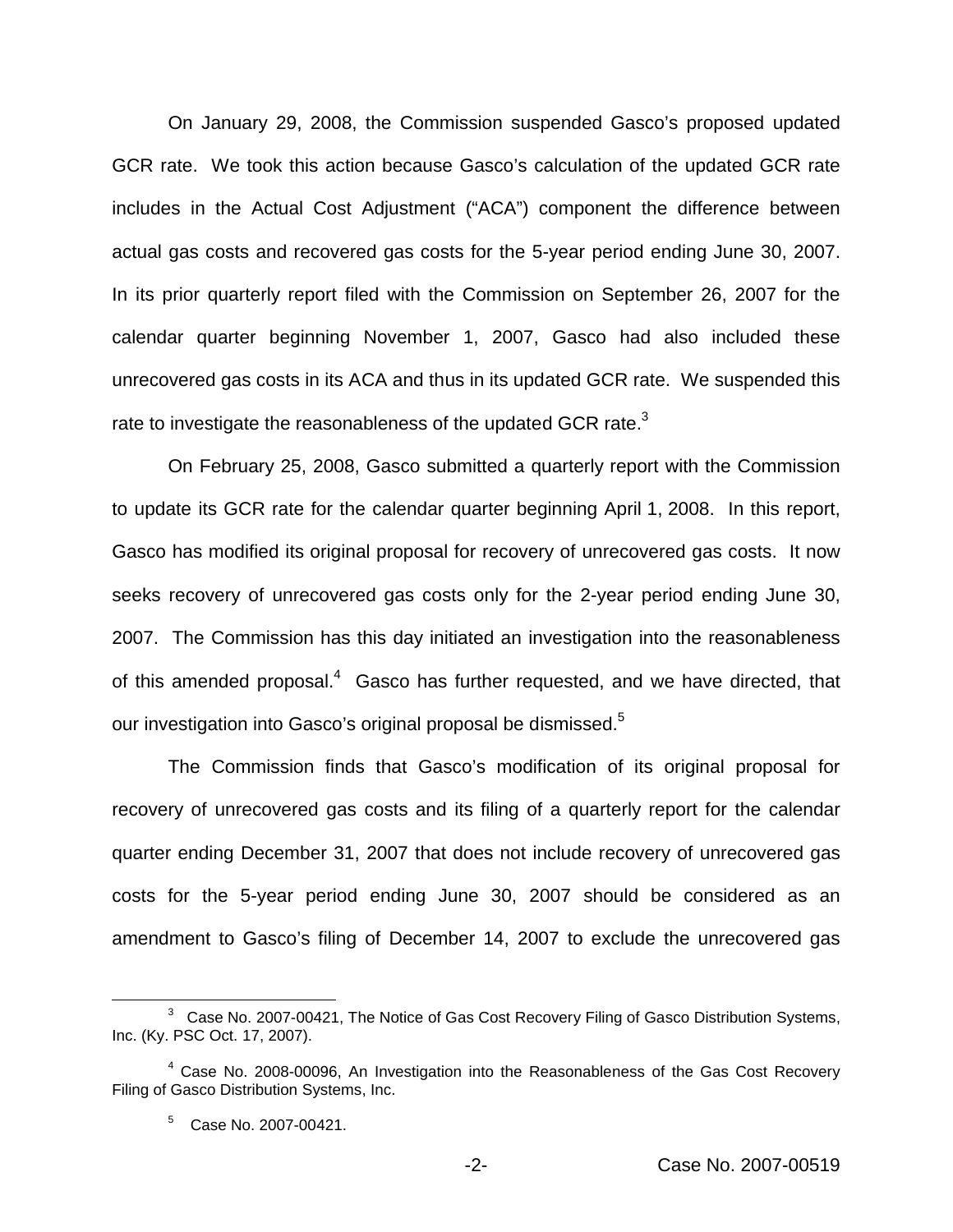On January 29, 2008, the Commission suspended Gasco's proposed updated GCR rate. We took this action because Gasco's calculation of the updated GCR rate includes in the Actual Cost Adjustment ("ACA") component the difference between actual gas costs and recovered gas costs for the 5-year period ending June 30, 2007. In its prior quarterly report filed with the Commission on September 26, 2007 for the calendar quarter beginning November 1, 2007, Gasco had also included these unrecovered gas costs in its ACA and thus in its updated GCR rate. We suspended this rate to investigate the reasonableness of the updated GCR rate.[3]

On February 25, 2008, Gasco submitted a quarterly report with the Commission to update its GCR rate for the calendar quarter beginning April 1, 2008. In this report, Gasco has modified its original proposal for recovery of unrecovered gas costs. It now seeks recovery of unrecovered gas costs only for the 2-year period ending June 30, 2007. The Commission has this day initiated an investigation into the reasonableness of this amended proposal.[4] Gasco has further requested, and we have directed, that our investigation into Gasco's original proposal be dismissed.[5]

The Commission finds that Gasco's modification of its original proposal for recovery of unrecovered gas costs and its filing of a quarterly report for the calendar quarter ending December 31, 2007 that does not include recovery of unrecovered gas costs for the 5-year period ending June 30, 2007 should be considered as an amendment to Gasco's filing of December 14, 2007 to exclude the unrecovered gas

---

[3] Case No. 2007-00421, The Notice of Gas Cost Recovery Filing of Gasco Distribution Systems, Inc. (Ky. PSC Oct. 17, 2007).

[4] Case No. 2008-00096, An Investigation into the Reasonableness of the Gas Cost Recovery Filing of Gasco Distribution Systems, Inc.

[5] Case No. 2007-00421.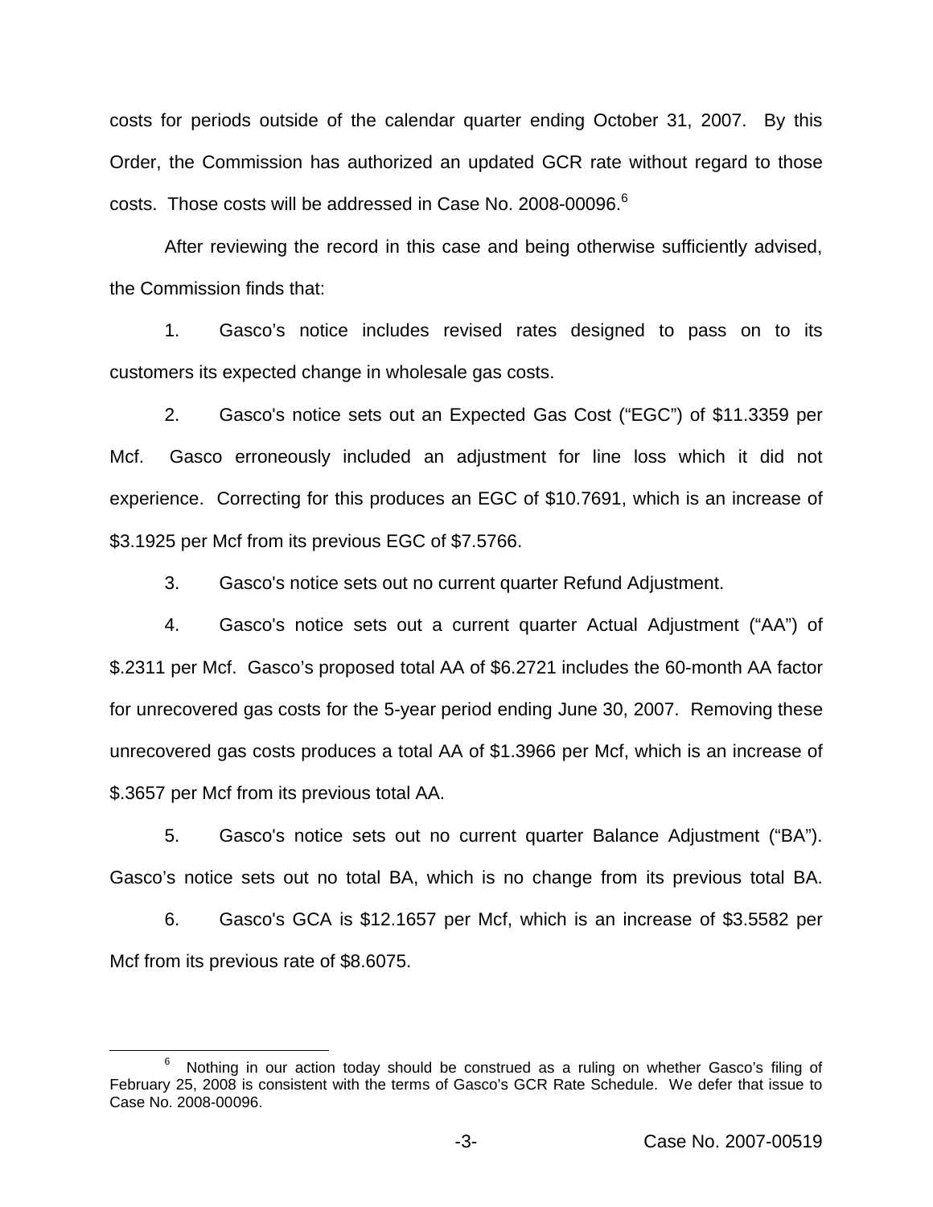costs for periods outside of the calendar quarter ending October 31, 2007. By this Order, the Commission has authorized an updated GCR rate without regard to those costs. Those costs will be addressed in Case No. 2008-00096.[6]

After reviewing the record in this case and being otherwise sufficiently advised, the Commission finds that:

1. Gasco's notice includes revised rates designed to pass on to its customers its expected change in wholesale gas costs.

2. Gasco's notice sets out an Expected Gas Cost ("EGC") of $11.3359 per Mcf. Gasco erroneously included an adjustment for line loss which it did not experience. Correcting for this produces an EGC of $10.7691, which is an increase of $3.1925 per Mcf from its previous EGC of $7.5766.

3. Gasco's notice sets out no current quarter Refund Adjustment.

4. Gasco's notice sets out a current quarter Actual Adjustment ("AA") of $.2311 per Mcf. Gasco's proposed total AA of $6.2721 includes the 60-month AA factor for unrecovered gas costs for the 5-year period ending June 30, 2007. Removing these unrecovered gas costs produces a total AA of $1.3966 per Mcf, which is an increase of $.3657 per Mcf from its previous total AA.

5. Gasco's notice sets out no current quarter Balance Adjustment ("BA"). Gasco's notice sets out no total BA, which is no change from its previous total BA.

6. Gasco's GCA is $12.1657 per Mcf, which is an increase of $3.5582 per Mcf from its previous rate of $8.6075.

---

[6] Nothing in our action today should be construed as a ruling on whether Gasco's filing of February 25, 2008 is consistent with the terms of Gasco's GCR Rate Schedule. We defer that issue to Case No. 2008-00096.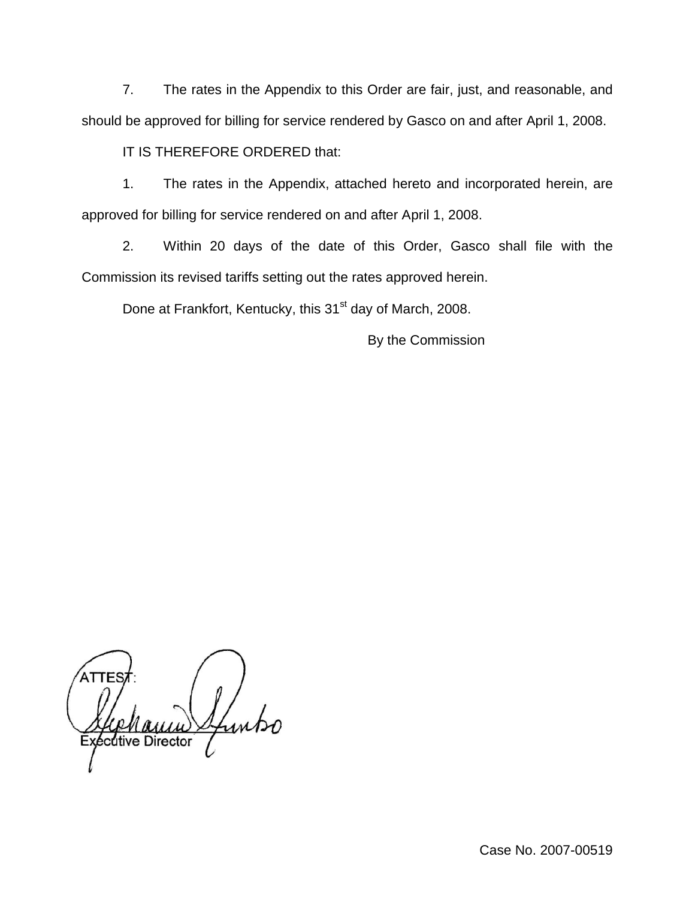7. The rates in the Appendix to this Order are fair, just, and reasonable, and should be approved for billing for service rendered by Gasco on and after April 1, 2008.

IT IS THEREFORE ORDERED that:

1. The rates in the Appendix, attached hereto and incorporated herein, are approved for billing for service rendered on and after April 1, 2008.

2. Within 20 days of the date of this Order, Gasco shall file with the Commission its revised tariffs setting out the rates approved herein.

Done at Frankfort, Kentucky, this 31st day of March, 2008.

By the Commission

ATTEST:

Executive Director

Case No. 2007-00519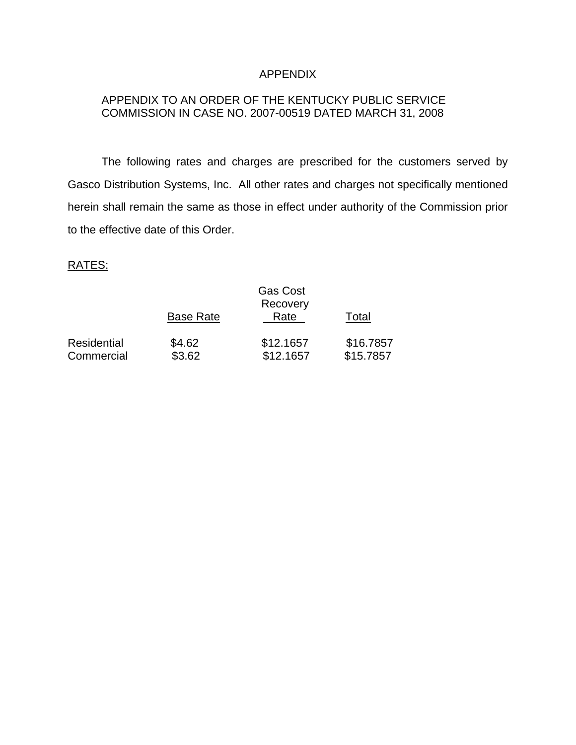# APPENDIX

APPENDIX TO AN ORDER OF THE KENTUCKY PUBLIC SERVICE COMMISSION IN CASE NO. 2007-00519 DATED MARCH 31, 2008

The following rates and charges are prescribed for the customers served by Gasco Distribution Systems, Inc. All other rates and charges not specifically mentioned herein shall remain the same as those in effect under authority of the Commission prior to the effective date of this Order.

RATES:

| | Base Rate | Gas Cost Recovery Rate | Total |
|---|---|---|---|
| Residential | $4.62 | $12.1657 | $16.7857 |
| Commercial | $3.62 | $12.1657 | $15.7857 |